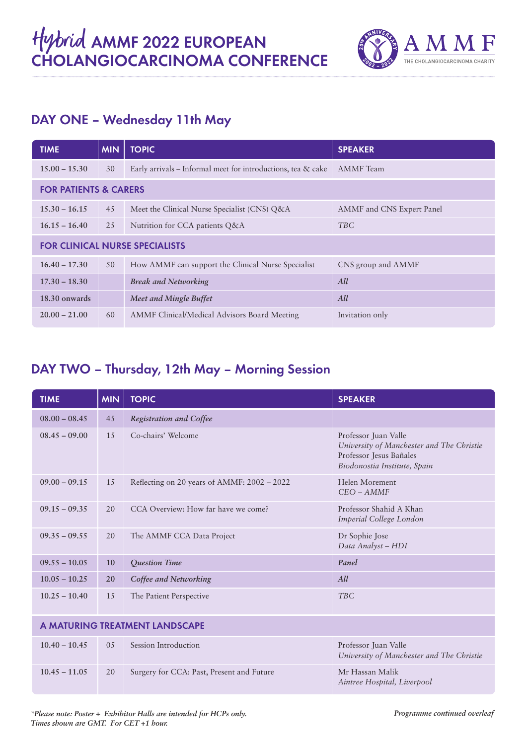# Hybrid AMMF 2022 EUROPEAN CHOLANGIOCARCINOMA CONFERENCE

AMMF THE CHOLANGIOCARCINOMA CHARITY

## DAY ONE – Wednesday 11th May

| TIME | MIN | TOPIC | SPEAKER |
|---|---|---|---|
| 15.00 – 15.30 | 30 | Early arrivals – Informal meet for introductions, tea & cake | AMMF Team |
| **FOR PATIENTS & CARERS** | | | |
| 15.30 – 16.15 | 45 | Meet the Clinical Nurse Specialist (CNS) Q&A | AMMF and CNS Expert Panel |
| 16.15 – 16.40 | 25 | Nutrition for CCA patients Q&A | *TBC* |
| **FOR CLINICAL NURSE SPECIALISTS** | | | |
| 16.40 – 17.30 | 50 | How AMMF can support the Clinical Nurse Specialist | CNS group and AMMF |
| 17.30 – 18.30 | | *Break and Networking* | *All* |
| 18.30 onwards | | *Meet and Mingle Buffet* | *All* |
| 20.00 – 21.00 | 60 | AMMF Clinical/Medical Advisors Board Meeting | Invitation only |

## DAY TWO – Thursday, 12th May – Morning Session

| TIME | MIN | TOPIC | SPEAKER |
|---|---|---|---|
| 08.00 – 08.45 | 45 | *Registration and Coffee* | |
| 08.45 – 09.00 | 15 | Co-chairs' Welcome | Professor Juan Valle<br>*University of Manchester and The Christie*<br>Professor Jesus Bañales<br>*Biodonostia Institute, Spain* |
| 09.00 – 09.15 | 15 | Reflecting on 20 years of AMMF: 2002 – 2022 | Helen Morement<br>*CEO – AMMF* |
| 09.15 – 09.35 | 20 | CCA Overview: How far have we come? | Professor Shahid A Khan<br>*Imperial College London* |
| 09.35 – 09.55 | 20 | The AMMF CCA Data Project | Dr Sophie Jose<br>*Data Analyst – HDI* |
| 09.55 – 10.05 | 10 | *Question Time* | *Panel* |
| 10.05 – 10.25 | 20 | *Coffee and Networking* | *All* |
| 10.25 – 10.40 | 15 | The Patient Perspective | *TBC* |
| **A MATURING TREATMENT LANDSCAPE** | | | |
| 10.40 – 10.45 | 05 | Session Introduction | Professor Juan Valle<br>*University of Manchester and The Christie* |
| 10.45 – 11.05 | 20 | Surgery for CCA: Past, Present and Future | Mr Hassan Malik<br>*Aintree Hospital, Liverpool* |

*\*Please note: Poster + Exhibitor Halls are intended for HCPs only.*
*Times shown are GMT. For CET +1 hour.*

*Programme continued overleaf*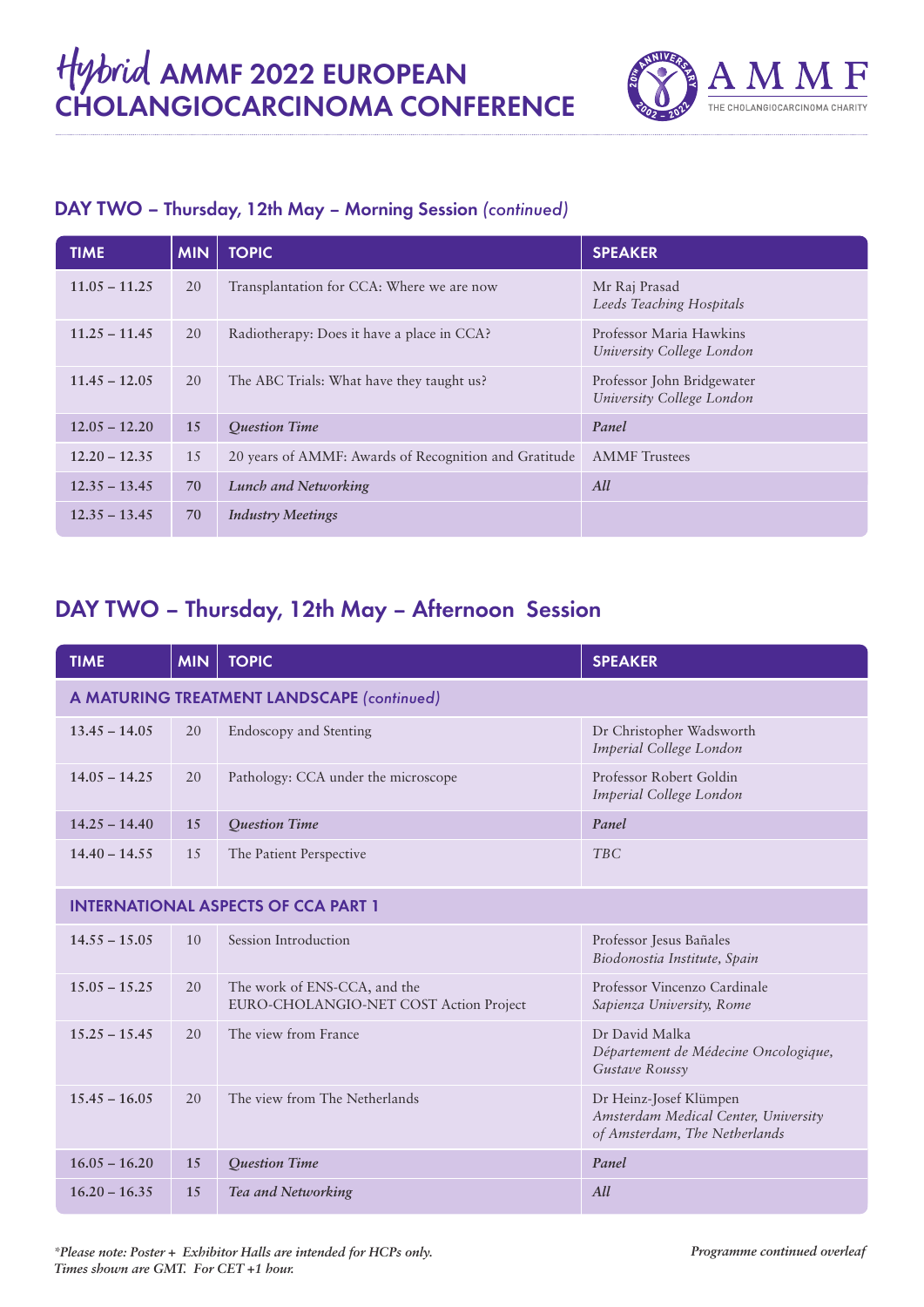# *Hybrid* AMMF 2022 EUROPEAN CHOLANGIOCARCINOMA CONFERENCE

AMMF
THE CHOLANGIOCARCINOMA CHARITY

## DAY TWO – Thursday, 12th May – Morning Session *(continued)*

| TIME | MIN | TOPIC | SPEAKER |
|---|---|---|---|
| 11.05 – 11.25 | 20 | Transplantation for CCA: Where we are now | Mr Raj Prasad *Leeds Teaching Hospitals* |
| 11.25 – 11.45 | 20 | Radiotherapy: Does it have a place in CCA? | Professor Maria Hawkins *University College London* |
| 11.45 – 12.05 | 20 | The ABC Trials: What have they taught us? | Professor John Bridgewater *University College London* |
| 12.05 – 12.20 | 15 | *Question Time* | *Panel* |
| 12.20 – 12.35 | 15 | 20 years of AMMF: Awards of Recognition and Gratitude | AMMF Trustees |
| 12.35 – 13.45 | 70 | *Lunch and Networking* | *All* |
| 12.35 – 13.45 | 70 | *Industry Meetings* | |

## DAY TWO – Thursday, 12th May – Afternoon Session

| TIME | MIN | TOPIC | SPEAKER |
|---|---|---|---|
| **A MATURING TREATMENT LANDSCAPE *(continued)*** | | | |
| 13.45 – 14.05 | 20 | Endoscopy and Stenting | Dr Christopher Wadsworth *Imperial College London* |
| 14.05 – 14.25 | 20 | Pathology: CCA under the microscope | Professor Robert Goldin *Imperial College London* |
| 14.25 – 14.40 | 15 | *Question Time* | *Panel* |
| 14.40 – 14.55 | 15 | The Patient Perspective | *TBC* |
| **INTERNATIONAL ASPECTS OF CCA PART 1** | | | |
| 14.55 – 15.05 | 10 | Session Introduction | Professor Jesus Bañales *Biodonostia Institute, Spain* |
| 15.05 – 15.25 | 20 | The work of ENS-CCA, and the EURO-CHOLANGIO-NET COST Action Project | Professor Vincenzo Cardinale *Sapienza University, Rome* |
| 15.25 – 15.45 | 20 | The view from France | Dr David Malka *Département de Médecine Oncologique, Gustave Roussy* |
| 15.45 – 16.05 | 20 | The view from The Netherlands | Dr Heinz-Josef Klümpen *Amsterdam Medical Center, University of Amsterdam, The Netherlands* |
| 16.05 – 16.20 | 15 | *Question Time* | *Panel* |
| 16.20 – 16.35 | 15 | *Tea and Networking* | *All* |

*\*Please note: Poster + Exhibitor Halls are intended for HCPs only. Times shown are GMT. For CET +1 hour.*

*Programme continued overleaf*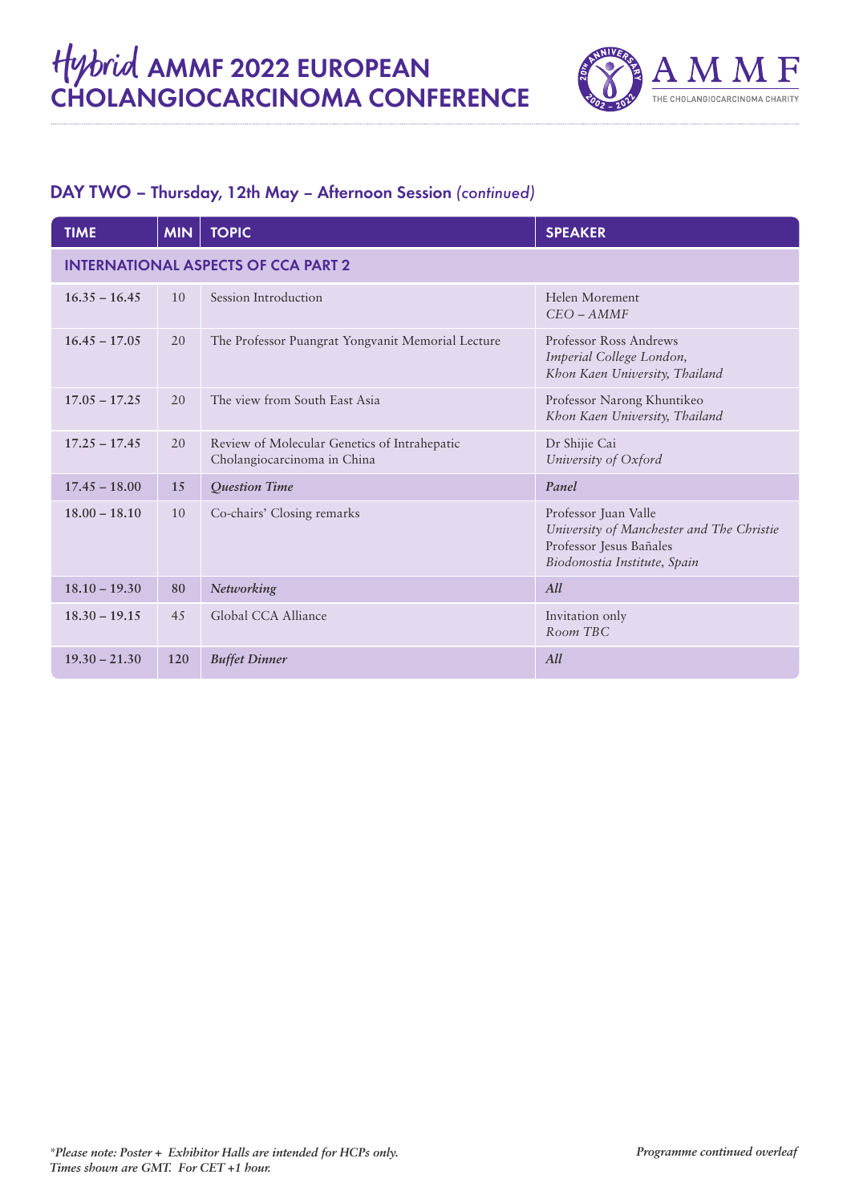# *Hybrid* AMMF 2022 EUROPEAN CHOLANGIOCARCINOMA CONFERENCE

## DAY TWO – Thursday, 12th May – Afternoon Session *(continued)*

| TIME | MIN | TOPIC | SPEAKER |
|---|---|---|---|
| **INTERNATIONAL ASPECTS OF CCA PART 2** | | | |
| **16.35 – 16.45** | 10 | Session Introduction | Helen Morement<br>*CEO – AMMF* |
| **16.45 – 17.05** | 20 | The Professor Puangrat Yongvanit Memorial Lecture | Professor Ross Andrews<br>*Imperial College London, Khon Kaen University, Thailand* |
| **17.05 – 17.25** | 20 | The view from South East Asia | Professor Narong Khuntikeo<br>*Khon Kaen University, Thailand* |
| **17.25 – 17.45** | 20 | Review of Molecular Genetics of Intrahepatic Cholangiocarcinoma in China | Dr Shijie Cai<br>*University of Oxford* |
| **17.45 – 18.00** | **15** | ***Question Time*** | ***Panel*** |
| **18.00 – 18.10** | 10 | Co-chairs' Closing remarks | Professor Juan Valle<br>*University of Manchester and The Christie*<br>Professor Jesus Bañales<br>*Biodonostia Institute, Spain* |
| **18.10 – 19.30** | **80** | ***Networking*** | ***All*** |
| **18.30 – 19.15** | 45 | Global CCA Alliance | Invitation only<br>*Room TBC* |
| **19.30 – 21.30** | **120** | ***Buffet Dinner*** | ***All*** |

****Please note: Poster + Exhibitor Halls are intended for HCPs only.***
***Times shown are GMT. For CET +1 hour.***

***Programme continued overleaf***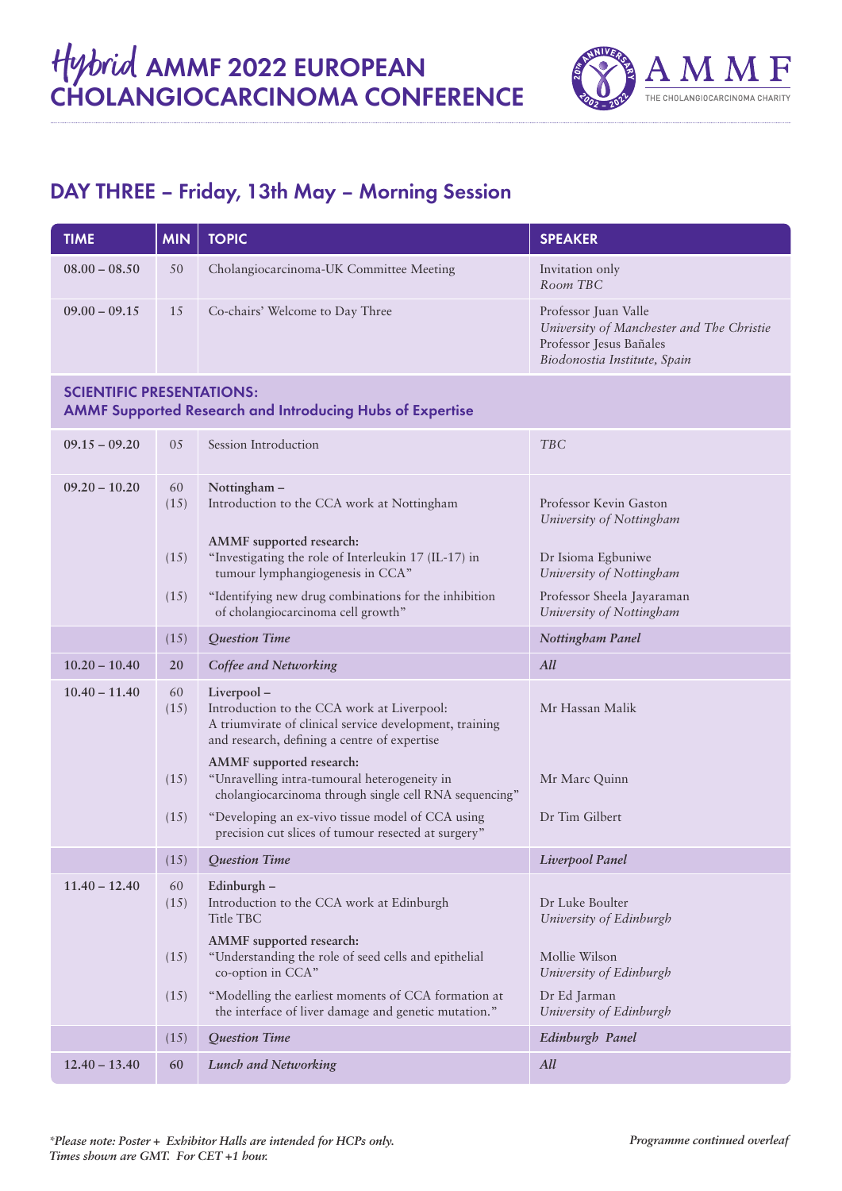# Hybrid AMMF 2022 EUROPEAN CHOLANGIOCARCINOMA CONFERENCE

AMMF THE CHOLANGIOCARCINOMA CHARITY

## DAY THREE – Friday, 13th May – Morning Session

| TIME | MIN | TOPIC | SPEAKER |
|---|---|---|---|
| 08.00 – 08.50 | 50 | Cholangiocarcinoma-UK Committee Meeting | Invitation only<br>*Room TBC* |
| 09.00 – 09.15 | 15 | Co-chairs' Welcome to Day Three | Professor Juan Valle<br>*University of Manchester and The Christie*<br>Professor Jesus Bañales<br>*Biodonostia Institute, Spain* |
| **SCIENTIFIC PRESENTATIONS: AMMF Supported Research and Introducing Hubs of Expertise** | | | |
| 09.15 – 09.20 | 05 | Session Introduction | *TBC* |
| 09.20 – 10.20 | 60<br>(15) | **Nottingham –**<br>Introduction to the CCA work at Nottingham | Professor Kevin Gaston<br>*University of Nottingham* |
| | (15) | **AMMF supported research:**<br>"Investigating the role of Interleukin 17 (IL-17) in tumour lymphangiogenesis in CCA" | Dr Isioma Egbuniwe<br>*University of Nottingham* |
| | (15) | "Identifying new drug combinations for the inhibition of cholangiocarcinoma cell growth" | Professor Sheela Jayaraman<br>*University of Nottingham* |
| | (15) | ***Question Time*** | ***Nottingham Panel*** |
| 10.20 – 10.40 | 20 | ***Coffee and Networking*** | ***All*** |
| 10.40 – 11.40 | 60<br>(15) | **Liverpool –**<br>Introduction to the CCA work at Liverpool:<br>A triumvirate of clinical service development, training and research, defining a centre of expertise | Mr Hassan Malik |
| | (15) | **AMMF supported research:**<br>"Unravelling intra-tumoural heterogeneity in cholangiocarcinoma through single cell RNA sequencing" | Mr Marc Quinn |
| | (15) | "Developing an ex-vivo tissue model of CCA using precision cut slices of tumour resected at surgery" | Dr Tim Gilbert |
| | (15) | ***Question Time*** | ***Liverpool Panel*** |
| 11.40 – 12.40 | 60<br>(15) | **Edinburgh –**<br>Introduction to the CCA work at Edinburgh<br>Title TBC | Dr Luke Boulter<br>*University of Edinburgh* |
| | (15) | **AMMF supported research:**<br>"Understanding the role of seed cells and epithelial co-option in CCA" | Mollie Wilson<br>*University of Edinburgh* |
| | (15) | "Modelling the earliest moments of CCA formation at the interface of liver damage and genetic mutation." | Dr Ed Jarman<br>*University of Edinburgh* |
| | (15) | ***Question Time*** | ***Edinburgh Panel*** |
| 12.40 – 13.40 | 60 | ***Lunch and Networking*** | ***All*** |

**\*Please note: Poster + Exhibitor Halls are intended for HCPs only. Times shown are GMT. For CET +1 hour.**

***Programme continued overleaf***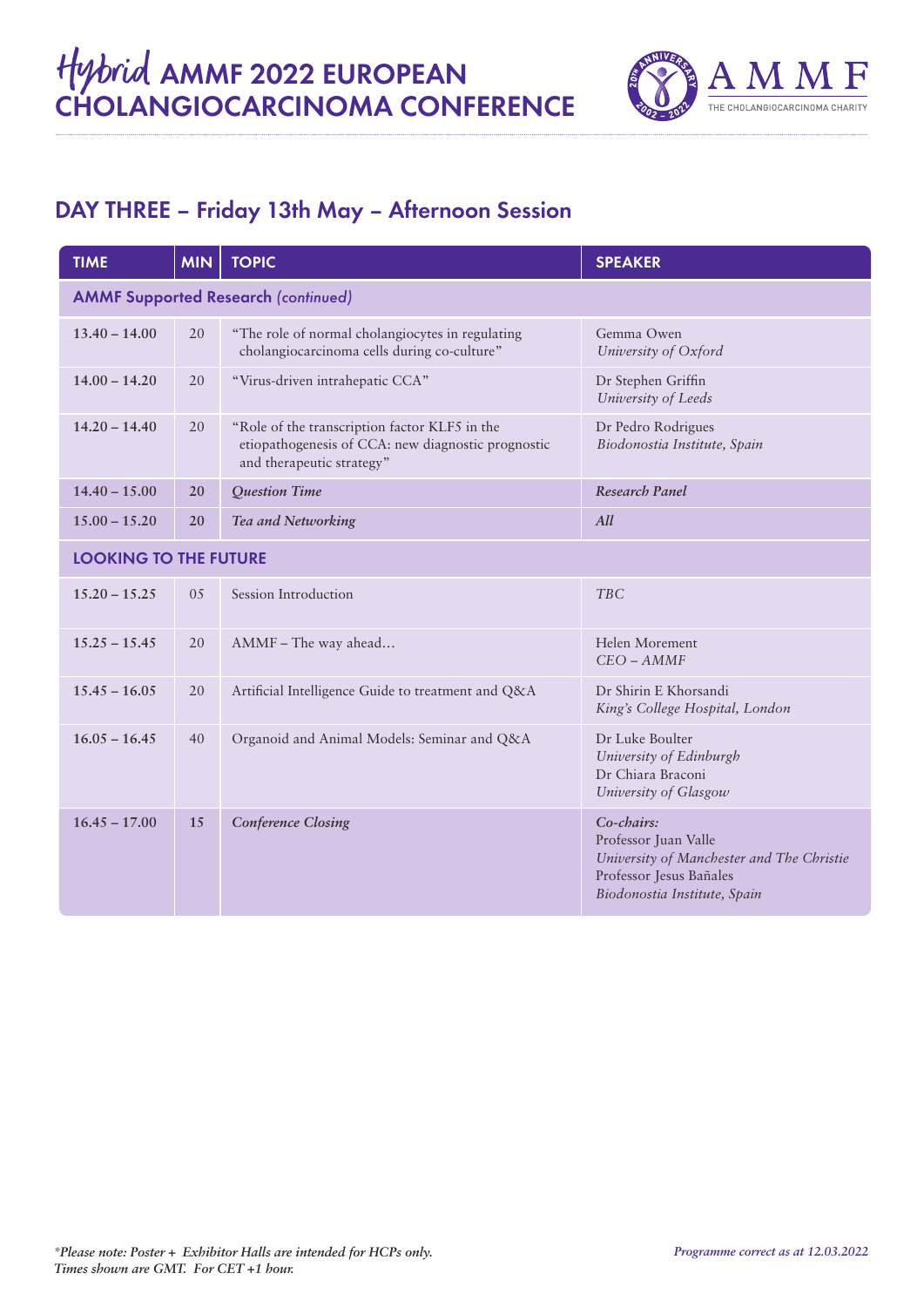# Hybrid AMMF 2022 EUROPEAN CHOLANGIOCARCINOMA CONFERENCE

## DAY THREE – Friday 13th May – Afternoon Session

| TIME | MIN | TOPIC | SPEAKER |
|---|---|---|---|
| **AMMF Supported Research** *(continued)* | | | |
| **13.40 – 14.00** | 20 | "The role of normal cholangiocytes in regulating cholangiocarcinoma cells during co-culture" | Gemma Owen *University of Oxford* |
| **14.00 – 14.20** | 20 | "Virus-driven intrahepatic CCA" | Dr Stephen Griffin *University of Leeds* |
| **14.20 – 14.40** | 20 | "Role of the transcription factor KLF5 in the etiopathogenesis of CCA: new diagnostic prognostic and therapeutic strategy" | Dr Pedro Rodrigues *Biodonostia Institute, Spain* |
| **14.40 – 15.00** | **20** | ***Question Time*** | ***Research Panel*** |
| **15.00 – 15.20** | **20** | ***Tea and Networking*** | ***All*** |
| **LOOKING TO THE FUTURE** | | | |
| **15.20 – 15.25** | 05 | Session Introduction | *TBC* |
| **15.25 – 15.45** | 20 | AMMF – The way ahead… | Helen Morement *CEO – AMMF* |
| **15.45 – 16.05** | 20 | Artificial Intelligence Guide to treatment and Q&A | Dr Shirin E Khorsandi *King's College Hospital, London* |
| **16.05 – 16.45** | 40 | Organoid and Animal Models: Seminar and Q&A | Dr Luke Boulter *University of Edinburgh* Dr Chiara Braconi *University of Glasgow* |
| **16.45 – 17.00** | **15** | ***Conference Closing*** | *Co-chairs:* Professor Juan Valle *University of Manchester and The Christie* Professor Jesus Bañales *Biodonostia Institute, Spain* |

*\*Please note: Poster + Exhibitor Halls are intended for HCPs only. Times shown are GMT. For CET +1 hour.*

*Programme correct as at 12.03.2022*